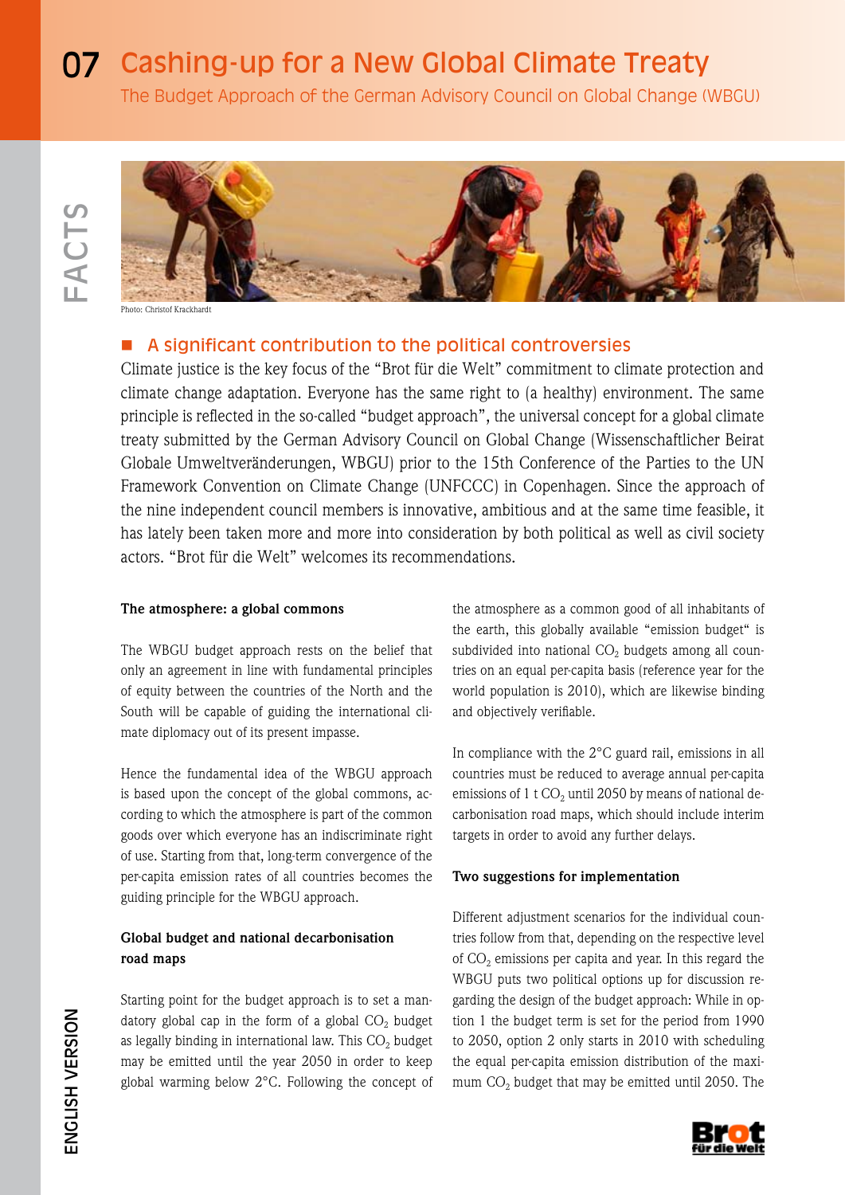# 07 Cashing-up for a New Global Climate Treaty

The Budget Approach of the German Advisory Council on Global Change (WBGU)

Photo: Christof Krackhardt

## A significant contribution to the political controversies

Climate justice is the key focus of the "Brot für die Welt" commitment to climate protection and climate change adaptation. Everyone has the same right to (a healthy) environment. The same principle is reflected in the so-called "budget approach", the universal concept for a global climate treaty submitted by the German Advisory Council on Global Change (Wissenschaftlicher Beirat Globale Umweltveränderungen, WBGU) prior to the 15th Conference of the Parties to the UN Framework Convention on Climate Change (UNFCCC) in Copenhagen. Since the approach of the nine independent council members is innovative, ambitious and at the same time feasible, it has lately been taken more and more into consideration by both political as well as civil society actors. "Brot für die Welt" welcomes its recommendations.

**The atmosphere: a global commons**

The WBGU budget approach rests on the belief that only an agreement in line with fundamental principles of equity between the countries of the North and the South will be capable of guiding the international climate diplomacy out of its present impasse.

Hence the fundamental idea of the WBGU approach is based upon the concept of the global commons, according to which the atmosphere is part of the common goods over which everyone has an indiscriminate right of use. Starting from that, long-term convergence of the per-capita emission rates of all countries becomes the guiding principle for the WBGU approach.

**Global budget and national decarbonisation road maps**

Starting point for the budget approach is to set a mandatory global cap in the form of a global $CO_2$ budget as legally binding in international law. This $CO_2$ budget may be emitted until the year 2050 in order to keep global warming below 2°C. Following the concept of the atmosphere as a common good of all inhabitants of the earth, this globally available "emission budget" is subdivided into national $CO_2$ budgets among all countries on an equal per-capita basis (reference year for the world population is 2010), which are likewise binding and objectively verifiable.

In compliance with the 2°C guard rail, emissions in all countries must be reduced to average annual per-capita emissions of 1 t $CO_2$ until 2050 by means of national decarbonisation road maps, which should include interim targets in order to avoid any further delays.

**Two suggestions for implementation**

Different adjustment scenarios for the individual countries follow from that, depending on the respective level of $CO_2$ emissions per capita and year. In this regard the WBGU puts two political options up for discussion regarding the design of the budget approach: While in option 1 the budget term is set for the period from 1990 to 2050, option 2 only starts in 2010 with scheduling the equal per-capita emission distribution of the maximum $CO_2$ budget that may be emitted until 2050. The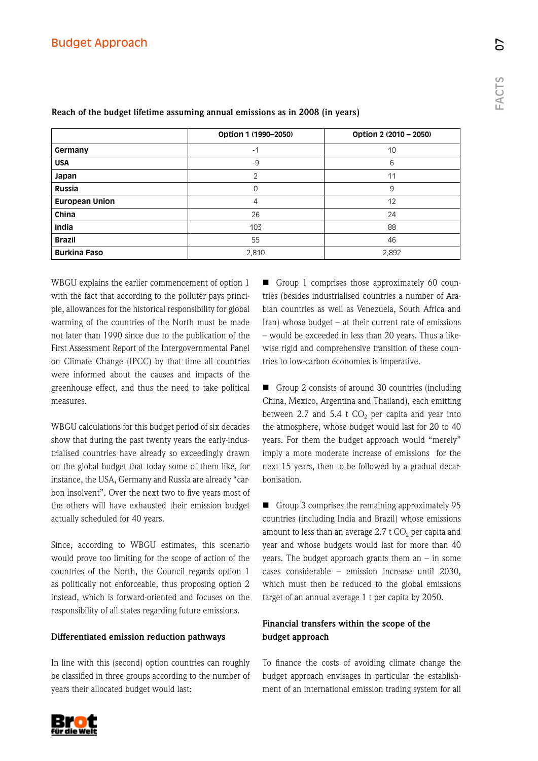## Budget Approach

**Reach of the budget lifetime assuming annual emissions as in 2008 (in years)**

| | Option 1 (1990–2050) | Option 2 (2010 – 2050) |
|---|---|---|
| **Germany** | -1 | 10 |
| **USA** | -9 | 6 |
| **Japan** | 2 | 11 |
| **Russia** | 0 | 9 |
| **European Union** | 4 | 12 |
| **China** | 26 | 24 |
| **India** | 103 | 88 |
| **Brazil** | 55 | 46 |
| **Burkina Faso** | 2,810 | 2,892 |

WBGU explains the earlier commencement of option 1 with the fact that according to the polluter pays principle, allowances for the historical responsibility for global warming of the countries of the North must be made not later than 1990 since due to the publication of the First Assessment Report of the Intergovernmental Panel on Climate Change (IPCC) by that time all countries were informed about the causes and impacts of the greenhouse effect, and thus the need to take political measures.

WBGU calculations for this budget period of six decades show that during the past twenty years the early-industrialised countries have already so exceedingly drawn on the global budget that today some of them like, for instance, the USA, Germany and Russia are already "carbon insolvent". Over the next two to five years most of the others will have exhausted their emission budget actually scheduled for 40 years.

Since, according to WBGU estimates, this scenario would prove too limiting for the scope of action of the countries of the North, the Council regards option 1 as politically not enforceable, thus proposing option 2 instead, which is forward-oriented and focuses on the responsibility of all states regarding future emissions.

**Differentiated emission reduction pathways**

In line with this (second) option countries can roughly be classified in three groups according to the number of years their allocated budget would last:

- Group 1 comprises those approximately 60 countries (besides industrialised countries a number of Arabian countries as well as Venezuela, South Africa and Iran) whose budget – at their current rate of emissions – would be exceeded in less than 20 years. Thus a likewise rigid and comprehensive transition of these countries to low-carbon economies is imperative.

- Group 2 consists of around 30 countries (including China, Mexico, Argentina and Thailand), each emitting between 2.7 and 5.4 t $CO_2$ per capita and year into the atmosphere, whose budget would last for 20 to 40 years. For them the budget approach would "merely" imply a more moderate increase of emissions for the next 15 years, then to be followed by a gradual decarbonisation.

- Group 3 comprises the remaining approximately 95 countries (including India and Brazil) whose emissions amount to less than an average 2.7 t $CO_2$ per capita and year and whose budgets would last for more than 40 years. The budget approach grants them an – in some cases considerable – emission increase until 2030, which must then be reduced to the global emissions target of an annual average 1 t per capita by 2050.

**Financial transfers within the scope of the budget approach**

To finance the costs of avoiding climate change the budget approach envisages in particular the establishment of an international emission trading system for all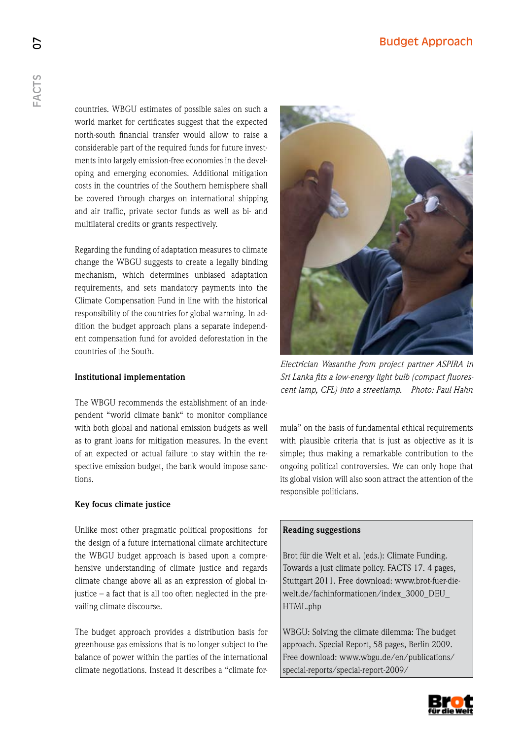countries. WBGU estimates of possible sales on such a world market for certificates suggest that the expected north-south financial transfer would allow to raise a considerable part of the required funds for future investments into largely emission-free economies in the developing and emerging economies. Additional mitigation costs in the countries of the Southern hemisphere shall be covered through charges on international shipping and air traffic, private sector funds as well as bi- and multilateral credits or grants respectively.

Regarding the funding of adaptation measures to climate change the WBGU suggests to create a legally binding mechanism, which determines unbiased adaptation requirements, and sets mandatory payments into the Climate Compensation Fund in line with the historical responsibility of the countries for global warming. In addition the budget approach plans a separate independent compensation fund for avoided deforestation in the countries of the South.

**Institutional implementation**

The WBGU recommends the establishment of an independent "world climate bank" to monitor compliance with both global and national emission budgets as well as to grant loans for mitigation measures. In the event of an expected or actual failure to stay within the respective emission budget, the bank would impose sanctions.

**Key focus climate justice**

Unlike most other pragmatic political propositions for the design of a future international climate architecture the WBGU budget approach is based upon a comprehensive understanding of climate justice and regards climate change above all as an expression of global injustice – a fact that is all too often neglected in the prevailing climate discourse.

The budget approach provides a distribution basis for greenhouse gas emissions that is no longer subject to the balance of power within the parties of the international climate negotiations. Instead it describes a "climate formula" on the basis of fundamental ethical requirements with plausible criteria that is just as objective as it is simple; thus making a remarkable contribution to the ongoing political controversies. We can only hope that its global vision will also soon attract the attention of the responsible politicians.

*Electrician Wasanthe from project partner ASPIRA in Sri Lanka fits a low-energy light bulb (compact fluorescent lamp, CFL) into a streetlamp. Photo: Paul Hahn*

**Reading suggestions**

Brot für die Welt et al. (eds.): Climate Funding. Towards a just climate policy. FACTS 17. 4 pages, Stuttgart 2011. Free download: www.brot-fuer-die-welt.de/fachinformationen/index_3000_DEU_HTML.php

WBGU: Solving the climate dilemma: The budget approach. Special Report, 58 pages, Berlin 2009. Free download: www.wbgu.de/en/publications/special-reports/special-report-2009/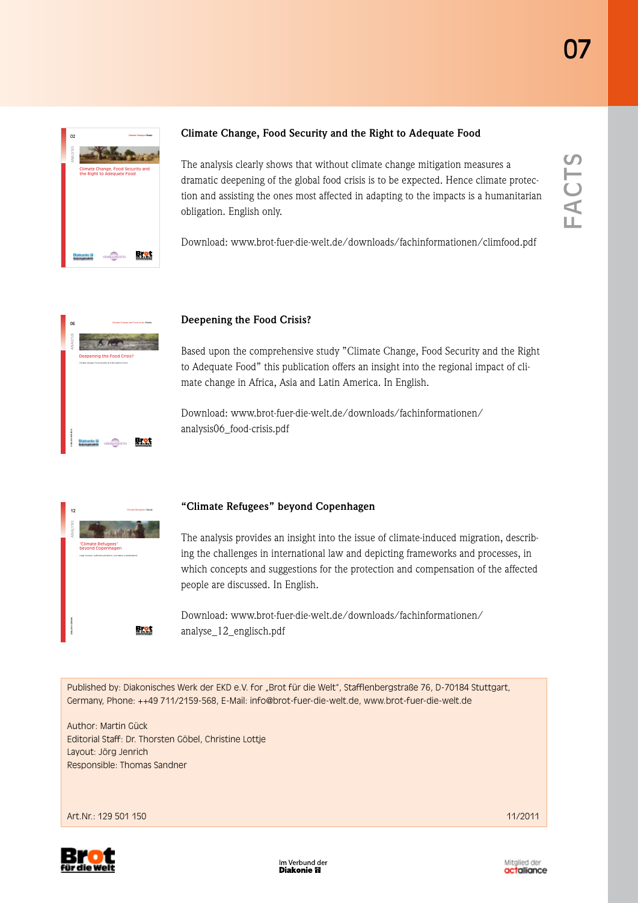## Climate Change, Food Security and the Right to Adequate Food

The analysis clearly shows that without climate change mitigation measures a dramatic deepening of the global food crisis is to be expected. Hence climate protection and assisting the ones most affected in adapting to the impacts is a humanitarian obligation. English only.

Download: www.brot-fuer-die-welt.de/downloads/fachinformationen/climfood.pdf

## Deepening the Food Crisis?

Based upon the comprehensive study "Climate Change, Food Security and the Right to Adequate Food" this publication offers an insight into the regional impact of climate change in Africa, Asia and Latin America. In English.

Download: www.brot-fuer-die-welt.de/downloads/fachinformationen/analysis06_food-crisis.pdf

## "Climate Refugees" beyond Copenhagen

The analysis provides an insight into the issue of climate-induced migration, describing the challenges in international law and depicting frameworks and processes, in which concepts and suggestions for the protection and compensation of the affected people are discussed. In English.

Download: www.brot-fuer-die-welt.de/downloads/fachinformationen/analyse_12_englisch.pdf

Published by: Diakonisches Werk der EKD e.V. for „Brot für die Welt", Stafflenbergstraße 76, D-70184 Stuttgart, Germany, Phone: ++49 711/2159-568, E-Mail: info@brot-fuer-die-welt.de, www.brot-fuer-die-welt.de

Author: Martin Gück
Editorial Staff: Dr. Thorsten Göbel, Christine Lottje
Layout: Jörg Jenrich
Responsible: Thomas Sandner

Art.Nr.: 129 501 150

11/2011

Brot für die Welt

Im Verbund der Diakonie

Mitglied der actalliance